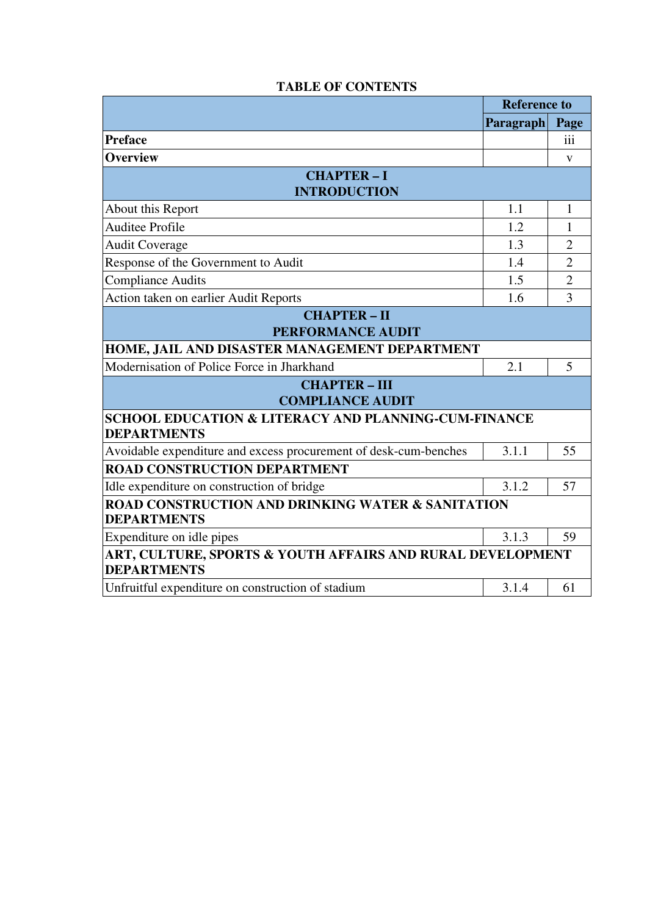**TABLE OF CONTENTS**

| | Reference to | |
|---|---|---|
| | **Paragraph** | **Page** |
| **Preface** | | iii |
| **Overview** | | v |
| **CHAPTER – I INTRODUCTION** | | |
| About this Report | 1.1 | 1 |
| Auditee Profile | 1.2 | 1 |
| Audit Coverage | 1.3 | 2 |
| Response of the Government to Audit | 1.4 | 2 |
| Compliance Audits | 1.5 | 2 |
| Action taken on earlier Audit Reports | 1.6 | 3 |
| **CHAPTER – II PERFORMANCE AUDIT** | | |
| **HOME, JAIL AND DISASTER MANAGEMENT DEPARTMENT** | | |
| Modernisation of Police Force in Jharkhand | 2.1 | 5 |
| **CHAPTER – III COMPLIANCE AUDIT** | | |
| **SCHOOL EDUCATION & LITERACY AND PLANNING-CUM-FINANCE DEPARTMENTS** | | |
| Avoidable expenditure and excess procurement of desk-cum-benches | 3.1.1 | 55 |
| **ROAD CONSTRUCTION DEPARTMENT** | | |
| Idle expenditure on construction of bridge | 3.1.2 | 57 |
| **ROAD CONSTRUCTION AND DRINKING WATER & SANITATION DEPARTMENTS** | | |
| Expenditure on idle pipes | 3.1.3 | 59 |
| **ART, CULTURE, SPORTS & YOUTH AFFAIRS AND RURAL DEVELOPMENT DEPARTMENTS** | | |
| Unfruitful expenditure on construction of stadium | 3.1.4 | 61 |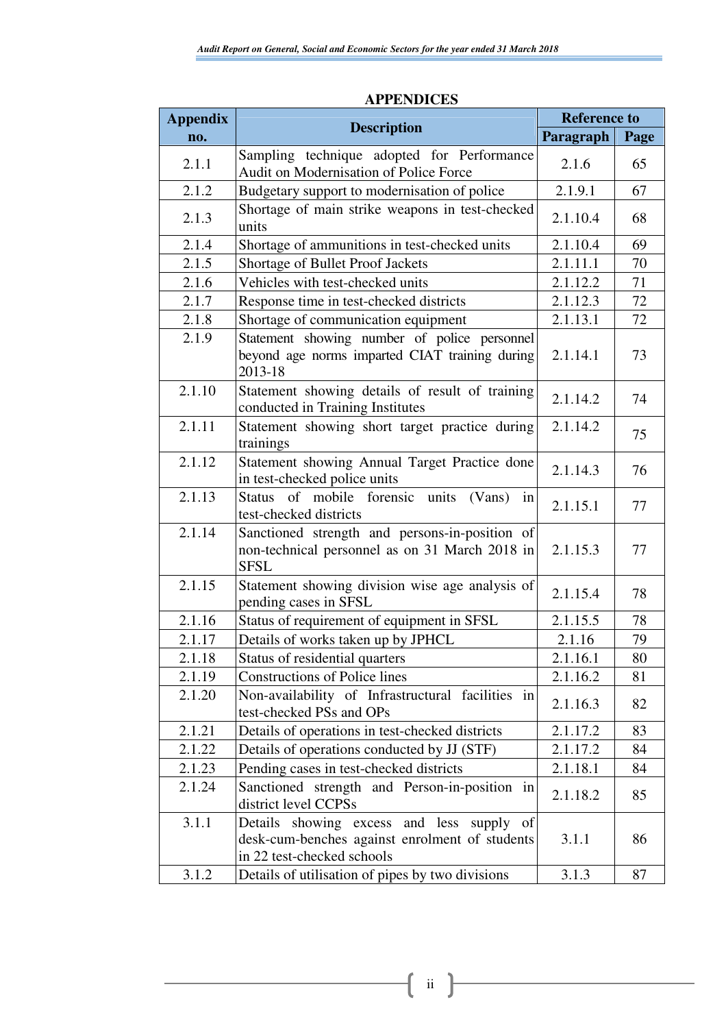## APPENDICES

| Appendix no. | Description | Reference to | |
|---|---|---|---|
| | | Paragraph | Page |
| 2.1.1 | Sampling technique adopted for Performance Audit on Modernisation of Police Force | 2.1.6 | 65 |
| 2.1.2 | Budgetary support to modernisation of police | 2.1.9.1 | 67 |
| 2.1.3 | Shortage of main strike weapons in test-checked units | 2.1.10.4 | 68 |
| 2.1.4 | Shortage of ammunitions in test-checked units | 2.1.10.4 | 69 |
| 2.1.5 | Shortage of Bullet Proof Jackets | 2.1.11.1 | 70 |
| 2.1.6 | Vehicles with test-checked units | 2.1.12.2 | 71 |
| 2.1.7 | Response time in test-checked districts | 2.1.12.3 | 72 |
| 2.1.8 | Shortage of communication equipment | 2.1.13.1 | 72 |
| 2.1.9 | Statement showing number of police personnel beyond age norms imparted CIAT training during 2013-18 | 2.1.14.1 | 73 |
| 2.1.10 | Statement showing details of result of training conducted in Training Institutes | 2.1.14.2 | 74 |
| 2.1.11 | Statement showing short target practice during trainings | 2.1.14.2 | 75 |
| 2.1.12 | Statement showing Annual Target Practice done in test-checked police units | 2.1.14.3 | 76 |
| 2.1.13 | Status of mobile forensic units (Vans) in test-checked districts | 2.1.15.1 | 77 |
| 2.1.14 | Sanctioned strength and persons-in-position of non-technical personnel as on 31 March 2018 in SFSL | 2.1.15.3 | 77 |
| 2.1.15 | Statement showing division wise age analysis of pending cases in SFSL | 2.1.15.4 | 78 |
| 2.1.16 | Status of requirement of equipment in SFSL | 2.1.15.5 | 78 |
| 2.1.17 | Details of works taken up by JPHCL | 2.1.16 | 79 |
| 2.1.18 | Status of residential quarters | 2.1.16.1 | 80 |
| 2.1.19 | Constructions of Police lines | 2.1.16.2 | 81 |
| 2.1.20 | Non-availability of Infrastructural facilities in test-checked PSs and OPs | 2.1.16.3 | 82 |
| 2.1.21 | Details of operations in test-checked districts | 2.1.17.2 | 83 |
| 2.1.22 | Details of operations conducted by JJ (STF) | 2.1.17.2 | 84 |
| 2.1.23 | Pending cases in test-checked districts | 2.1.18.1 | 84 |
| 2.1.24 | Sanctioned strength and Person-in-position in district level CCPSs | 2.1.18.2 | 85 |
| 3.1.1 | Details showing excess and less supply of desk-cum-benches against enrolment of students in 22 test-checked schools | 3.1.1 | 86 |
| 3.1.2 | Details of utilisation of pipes by two divisions | 3.1.3 | 87 |